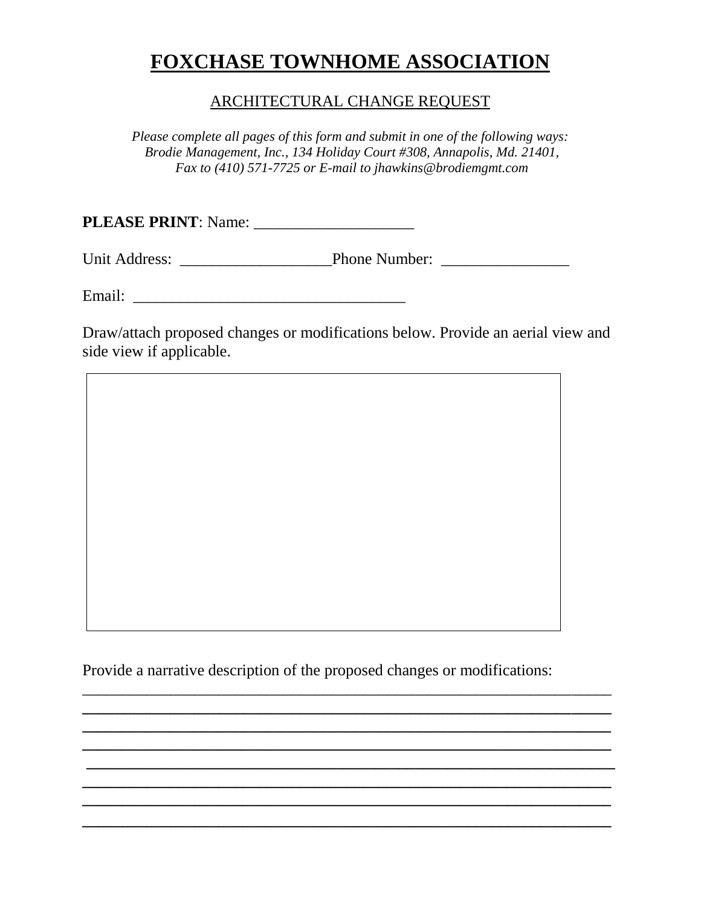# FOXCHASE TOWNHOME ASSOCIATION

ARCHITECTURAL CHANGE REQUEST

*Please complete all pages of this form and submit in one of the following ways:*
*Brodie Management, Inc., 134 Holiday Court #308, Annapolis, Md. 21401,*
*Fax to (410) 571-7725 or E-mail to jhawkins@brodiemgmt.com*

**PLEASE PRINT**: Name: ____________________

Unit Address: ___________________Phone Number: ________________

Email: __________________________________

Draw/attach proposed changes or modifications below. Provide an aerial view and side view if applicable.

Provide a narrative description of the proposed changes or modifications:
___________________________________________________________________
___________________________________________________________________
___________________________________________________________________
___________________________________________________________________
___________________________________________________________________
___________________________________________________________________
___________________________________________________________________
___________________________________________________________________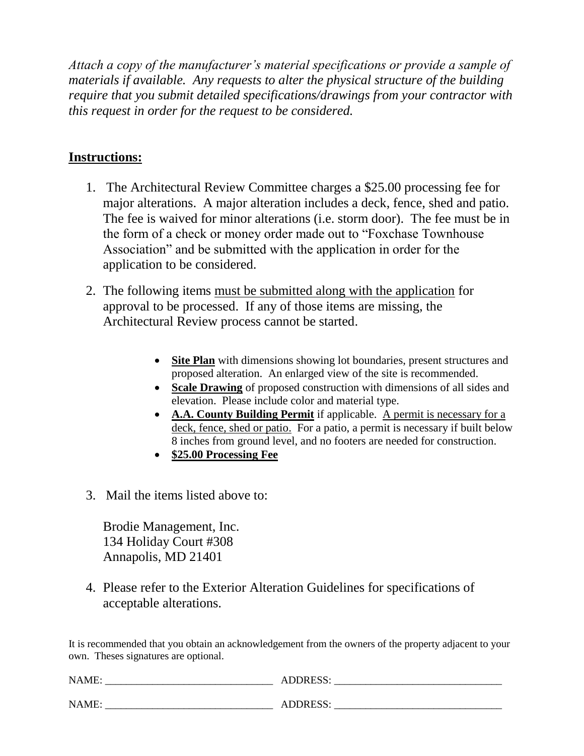*Attach a copy of the manufacturer's material specifications or provide a sample of materials if available. Any requests to alter the physical structure of the building require that you submit detailed specifications/drawings from your contractor with this request in order for the request to be considered.*

## Instructions:

1. The Architectural Review Committee charges a $25.00 processing fee for major alterations. A major alteration includes a deck, fence, shed and patio. The fee is waived for minor alterations (i.e. storm door). The fee must be in the form of a check or money order made out to "Foxchase Townhouse Association" and be submitted with the application in order for the application to be considered.

2. The following items <u>must be submitted along with the application</u> for approval to be processed. If any of those items are missing, the Architectural Review process cannot be started.

    - **<u>Site Plan</u>** with dimensions showing lot boundaries, present structures and proposed alteration. An enlarged view of the site is recommended.
    - **<u>Scale Drawing</u>** of proposed construction with dimensions of all sides and elevation. Please include color and material type.
    - **<u>A.A. County Building Permit</u>** if applicable. <u>A permit is necessary for a deck, fence, shed or patio.</u> For a patio, a permit is necessary if built below 8 inches from ground level, and no footers are needed for construction.
    - **<u>$25.00 Processing Fee</u>**

3. Mail the items listed above to:

    Brodie Management, Inc.
    134 Holiday Court #308
    Annapolis, MD 21401

4. Please refer to the Exterior Alteration Guidelines for specifications of acceptable alterations.

It is recommended that you obtain an acknowledgement from the owners of the property adjacent to your own. Theses signatures are optional.

NAME: ________________________________ ADDRESS: ________________________________

NAME: ________________________________ ADDRESS: ________________________________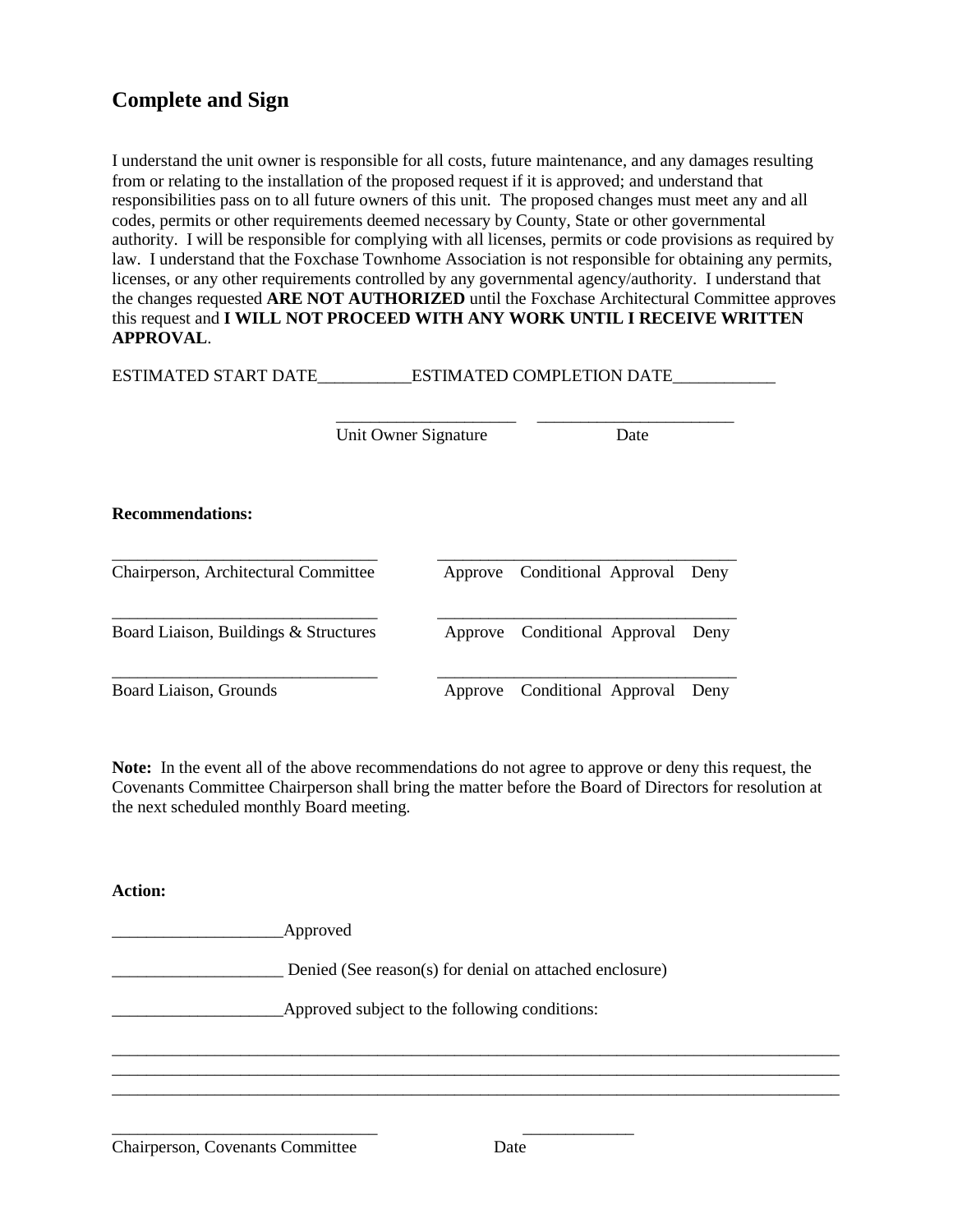## Complete and Sign

I understand the unit owner is responsible for all costs, future maintenance, and any damages resulting from or relating to the installation of the proposed request if it is approved; and understand that responsibilities pass on to all future owners of this unit. The proposed changes must meet any and all codes, permits or other requirements deemed necessary by County, State or other governmental authority. I will be responsible for complying with all licenses, permits or code provisions as required by law. I understand that the Foxchase Townhome Association is not responsible for obtaining any permits, licenses, or any other requirements controlled by any governmental agency/authority. I understand that the changes requested **ARE NOT AUTHORIZED** until the Foxchase Architectural Committee approves this request and **I WILL NOT PROCEED WITH ANY WORK UNTIL I RECEIVE WRITTEN APPROVAL**.

ESTIMATED START DATE___________ESTIMATED COMPLETION DATE____________

_____________________ _______________________

Unit Owner Signature Date

**Recommendations:**

_______________________________ ___________________________________

Chairperson, Architectural Committee Approve Conditional Approval Deny

_______________________________ ___________________________________

Board Liaison, Buildings & Structures Approve Conditional Approval Deny

_______________________________ ___________________________________

Board Liaison, Grounds Approve Conditional Approval Deny

**Note:** In the event all of the above recommendations do not agree to approve or deny this request, the Covenants Committee Chairperson shall bring the matter before the Board of Directors for resolution at the next scheduled monthly Board meeting.

**Action:**

____________________Approved

____________________ Denied (See reason(s) for denial on attached enclosure)

____________________Approved subject to the following conditions:

_____________________________________________________________________________________

_____________________________________________________________________________________

_____________________________________________________________________________________

_______________________________ _____________

Chairperson, Covenants Committee Date